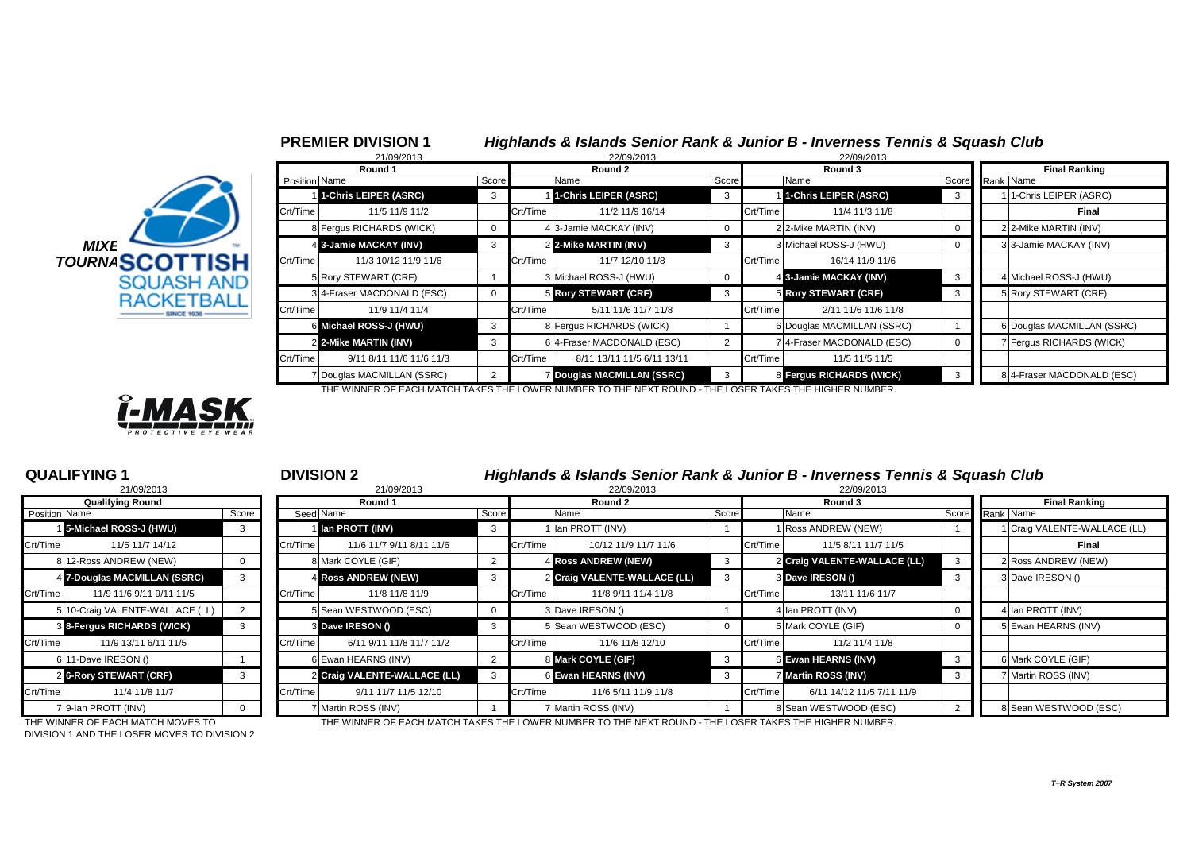MIXED TOURNAMENT

SCOTTISH SQUASH AND RACKETBALL — SINCE 1936

i-MASK PROTECTIVE EYE WEAR

## PREMIER DIVISION 1

### Highlands & Islands Senior Rank & Junior B - Inverness Tennis & Squash Club

| Round 1 (21/09/2013) | | | Round 2 (22/09/2013) | | | Round 3 (22/09/2013) | | | Final Ranking | |
|---|---|---|---|---|---|---|---|---|---|---|
| Position | Name | Score | | Name | Score | | Name | Score | Rank | Name |
| 1 | **1-Chris LEIPER (ASRC)** | 3 | 1 | **1-Chris LEIPER (ASRC)** | 3 | 1 | **1-Chris LEIPER (ASRC)** | 3 | 1 | 1-Chris LEIPER (ASRC) |
| Crt/Time | 11/5 11/9 11/2 | | Crt/Time | 11/2 11/9 16/14 | | Crt/Time | 11/4 11/3 11/8 | | | **Final** |
| 8 | Fergus RICHARDS (WICK) | 0 | 4 | 3-Jamie MACKAY (INV) | 0 | 2 | 2-Mike MARTIN (INV) | 0 | 2 | 2-Mike MARTIN (INV) |
| 4 | **3-Jamie MACKAY (INV)** | 3 | 2 | **2-Mike MARTIN (INV)** | 3 | 3 | Michael ROSS-J (HWU) | 0 | 3 | 3-Jamie MACKAY (INV) |
| Crt/Time | 11/3 10/12 11/9 11/6 | | Crt/Time | 11/7 12/10 11/8 | | Crt/Time | 16/14 11/9 11/6 | | | |
| 5 | Rory STEWART (CRF) | 1 | 3 | Michael ROSS-J (HWU) | 0 | 4 | **3-Jamie MACKAY (INV)** | 3 | 4 | Michael ROSS-J (HWU) |
| 3 | 4-Fraser MACDONALD (ESC) | 0 | 5 | **Rory STEWART (CRF)** | 3 | 5 | **Rory STEWART (CRF)** | 3 | 5 | Rory STEWART (CRF) |
| Crt/Time | 11/9 11/4 11/4 | | Crt/Time | 5/11 11/6 11/7 11/8 | | Crt/Time | 2/11 11/6 11/6 11/8 | | | |
| 6 | **Michael ROSS-J (HWU)** | 3 | 8 | Fergus RICHARDS (WICK) | 1 | 6 | Douglas MACMILLAN (SSRC) | 1 | 6 | Douglas MACMILLAN (SSRC) |
| 2 | **2-Mike MARTIN (INV)** | 3 | 6 | 4-Fraser MACDONALD (ESC) | 2 | 7 | 4-Fraser MACDONALD (ESC) | 0 | 7 | Fergus RICHARDS (WICK) |
| Crt/Time | 9/11 8/11 11/6 11/6 11/3 | | Crt/Time | 8/11 13/11 11/5 6/11 13/11 | | Crt/Time | 11/5 11/5 11/5 | | | |
| 7 | Douglas MACMILLAN (SSRC) | 2 | 7 | **Douglas MACMILLAN (SSRC)** | 3 | 8 | **Fergus RICHARDS (WICK)** | 3 | 8 | 4-Fraser MACDONALD (ESC) |

THE WINNER OF EACH MATCH TAKES THE LOWER NUMBER TO THE NEXT ROUND - THE LOSER TAKES THE HIGHER NUMBER.

## QUALIFYING 1

| Qualifying Round (21/09/2013) | | |
|---|---|---|
| Position | Name | Score |
| 1 | **5-Michael ROSS-J (HWU)** | 3 |
| Crt/Time | 11/5 11/7 14/12 | |
| 8 | 12-Ross ANDREW (NEW) | 0 |
| 4 | **7-Douglas MACMILLAN (SSRC)** | 3 |
| Crt/Time | 11/9 11/6 9/11 9/11 11/5 | |
| 5 | 10-Craig VALENTE-WALLACE (LL) | 2 |
| 3 | **8-Fergus RICHARDS (WICK)** | 3 |
| Crt/Time | 11/9 13/11 6/11 11/5 | |
| 6 | 11-Dave IRESON () | 1 |
| 2 | **6-Rory STEWART (CRF)** | 3 |
| Crt/Time | 11/4 11/8 11/7 | |
| 7 | 9-Ian PROTT (INV) | 0 |

THE WINNER OF EACH MATCH MOVES TO DIVISION 1 AND THE LOSER MOVES TO DIVISION 2

## DIVISION 2

### Highlands & Islands Senior Rank & Junior B - Inverness Tennis & Squash Club

| Round 1 (21/09/2013) | | | Round 2 (22/09/2013) | | | Round 3 (22/09/2013) | | | Final Ranking | |
|---|---|---|---|---|---|---|---|---|---|---|
| Seed | Name | Score | | Name | Score | | Name | Score | Rank | Name |
| 1 | **Ian PROTT (INV)** | 3 | 1 | Ian PROTT (INV) | 1 | 1 | Ross ANDREW (NEW) | 1 | 1 | Craig VALENTE-WALLACE (LL) |
| Crt/Time | 11/6 11/7 9/11 8/11 11/6 | | Crt/Time | 10/12 11/9 11/7 11/6 | | Crt/Time | 11/5 8/11 11/7 11/5 | | | **Final** |
| 8 | Mark COYLE (GIF) | 2 | 4 | **Ross ANDREW (NEW)** | 3 | 2 | **Craig VALENTE-WALLACE (LL)** | 3 | 2 | Ross ANDREW (NEW) |
| 4 | **Ross ANDREW (NEW)** | 3 | 2 | **Craig VALENTE-WALLACE (LL)** | 3 | 3 | **Dave IRESON ()** | 3 | 3 | Dave IRESON () |
| Crt/Time | 11/8 11/8 11/9 | | Crt/Time | 11/8 9/11 11/4 11/8 | | Crt/Time | 13/11 11/6 11/7 | | | |
| 5 | Sean WESTWOOD (ESC) | 0 | 3 | Dave IRESON () | 1 | 4 | Ian PROTT (INV) | 0 | 4 | Ian PROTT (INV) |
| 3 | **Dave IRESON ()** | 3 | 5 | Sean WESTWOOD (ESC) | 0 | 5 | Mark COYLE (GIF) | 0 | 5 | Ewan HEARNS (INV) |
| Crt/Time | 6/11 9/11 11/8 11/7 11/2 | | Crt/Time | 11/6 11/8 12/10 | | Crt/Time | 11/2 11/4 11/8 | | | |
| 6 | Ewan HEARNS (INV) | 2 | 8 | **Mark COYLE (GIF)** | 3 | 6 | **Ewan HEARNS (INV)** | 3 | 6 | Mark COYLE (GIF) |
| 2 | **Craig VALENTE-WALLACE (LL)** | 3 | 6 | **Ewan HEARNS (INV)** | 3 | 7 | **Martin ROSS (INV)** | 3 | 7 | Martin ROSS (INV) |
| Crt/Time | 9/11 11/7 11/5 12/10 | | Crt/Time | 11/6 5/11 11/9 11/8 | | Crt/Time | 6/11 14/12 11/5 7/11 11/9 | | | |
| 7 | Martin ROSS (INV) | 1 | 7 | Martin ROSS (INV) | 1 | 8 | Sean WESTWOOD (ESC) | 2 | 8 | Sean WESTWOOD (ESC) |

THE WINNER OF EACH MATCH TAKES THE LOWER NUMBER TO THE NEXT ROUND - THE LOSER TAKES THE HIGHER NUMBER.

*T+R System 2007*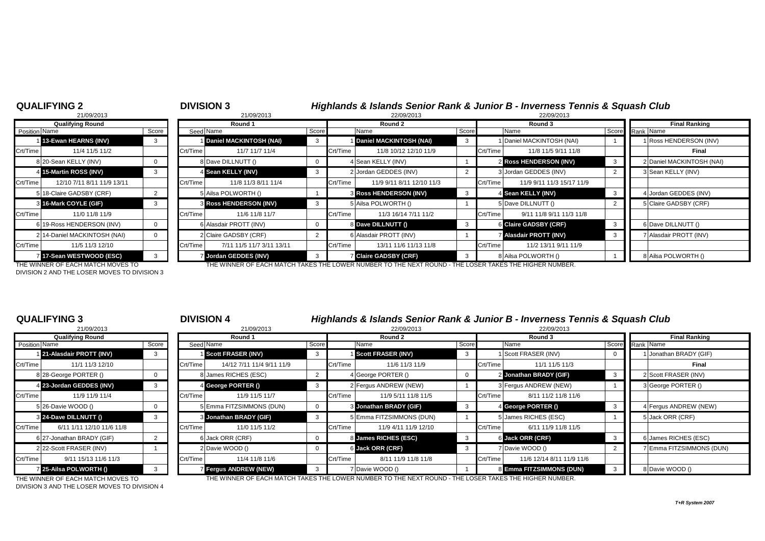## QUALIFYING 2

21/09/2013

| Position | Name | Score |
|---|---|---|
| | **Qualifying Round** | |
| 1 | **13-Ewan HEARNS (INV)** | 3 |
| Crt/Time | 11/4 11/5 11/2 | |
| 8 | 20-Sean KELLY (INV) | 0 |
| 4 | **15-Martin ROSS (INV)** | 3 |
| Crt/Time | 12/10 7/11 8/11 11/9 13/11 | |
| 5 | 18-Claire GADSBY (CRF) | 2 |
| 3 | **16-Mark COYLE (GIF)** | 3 |
| Crt/Time | 11/0 11/8 11/9 | |
| 6 | 19-Ross HENDERSON (INV) | 0 |
| 2 | 14-Daniel MACKINTOSH (NAI) | 0 |
| Crt/Time | 11/5 11/3 12/10 | |
| 7 | **17-Sean WESTWOOD (ESC)** | 3 |

THE WINNER OF EACH MATCH MOVES TO DIVISION 2 AND THE LOSER MOVES TO DIVISION 3

## DIVISION 3

### *Highlands & Islands Senior Rank & Junior B - Inverness Tennis & Squash Club*

| Seed | Round 1 (21/09/2013) Name | Score | | Round 2 (22/09/2013) Name | Score | | Round 3 (22/09/2013) Name | Score | Rank | Final Ranking Name |
|---|---|---|---|---|---|---|---|---|---|---|
| 1 | **Daniel MACKINTOSH (NAI)** | 3 | 1 | **Daniel MACKINTOSH (NAI)** | 3 | 1 | Daniel MACKINTOSH (NAI) | 1 | 1 | Ross HENDERSON (INV) |
| Crt/Time | 11/7 11/7 11/4 | | Crt/Time | 11/8 10/12 12/10 11/9 | | Crt/Time | 11/8 11/5 9/11 11/8 | | | **Final** |
| 8 | Dave DILLNUTT () | 0 | 4 | Sean KELLY (INV) | 1 | 2 | **Ross HENDERSON (INV)** | 3 | 2 | Daniel MACKINTOSH (NAI) |
| 4 | **Sean KELLY (INV)** | 3 | 2 | Jordan GEDDES (INV) | 2 | 3 | Jordan GEDDES (INV) | 2 | 3 | Sean KELLY (INV) |
| Crt/Time | 11/8 11/3 8/11 11/4 | | Crt/Time | 11/9 9/11 8/11 12/10 11/3 | | Crt/Time | 11/9 9/11 11/3 15/17 11/9 | | | |
| 5 | Ailsa POLWORTH () | 1 | 3 | **Ross HENDERSON (INV)** | 3 | 4 | **Sean KELLY (INV)** | 3 | 4 | Jordan GEDDES (INV) |
| 3 | **Ross HENDERSON (INV)** | 3 | 5 | Ailsa POLWORTH () | 1 | 5 | Dave DILLNUTT () | 2 | 5 | Claire GADSBY (CRF) |
| Crt/Time | 11/6 11/8 11/7 | | Crt/Time | 11/3 16/14 7/11 11/2 | | Crt/Time | 9/11 11/8 9/11 11/3 11/8 | | | |
| 6 | Alasdair PROTT (INV) | 0 | 8 | **Dave DILLNUTT ()** | 3 | 6 | **Claire GADSBY (CRF)** | 3 | 6 | Dave DILLNUTT () |
| 2 | Claire GADSBY (CRF) | 2 | 6 | Alasdair PROTT (INV) | 1 | 7 | **Alasdair PROTT (INV)** | 3 | 7 | Alasdair PROTT (INV) |
| Crt/Time | 7/11 11/5 11/7 3/11 13/11 | | Crt/Time | 13/11 11/6 11/13 11/8 | | Crt/Time | 11/2 13/11 9/11 11/9 | | | |
| 7 | **Jordan GEDDES (INV)** | 3 | 7 | **Claire GADSBY (CRF)** | 3 | 8 | Ailsa POLWORTH () | 1 | 8 | Ailsa POLWORTH () |

THE WINNER OF EACH MATCH TAKES THE LOWER NUMBER TO THE NEXT ROUND - THE LOSER TAKES THE HIGHER NUMBER.

## QUALIFYING 3

21/09/2013

| Position | Name | Score |
|---|---|---|
| | **Qualifying Round** | |
| 1 | **21-Alasdair PROTT (INV)** | 3 |
| Crt/Time | 11/1 11/3 12/10 | |
| 8 | 28-George PORTER () | 0 |
| 4 | **23-Jordan GEDDES (INV)** | 3 |
| Crt/Time | 11/9 11/9 11/4 | |
| 5 | 26-Davie WOOD () | 0 |
| 3 | **24-Dave DILLNUTT ()** | 3 |
| Crt/Time | 6/11 1/11 12/10 11/6 11/8 | |
| 6 | 27-Jonathan BRADY (GIF) | 2 |
| 2 | 22-Scott FRASER (INV) | 1 |
| Crt/Time | 9/11 15/13 11/6 11/3 | |
| 7 | **25-Ailsa POLWORTH ()** | 3 |

THE WINNER OF EACH MATCH MOVES TO DIVISION 3 AND THE LOSER MOVES TO DIVISION 4

## DIVISION 4

### *Highlands & Islands Senior Rank & Junior B - Inverness Tennis & Squash Club*

| Seed | Round 1 (21/09/2013) Name | Score | | Round 2 (22/09/2013) Name | Score | | Round 3 (22/09/2013) Name | Score | Rank | Final Ranking Name |
|---|---|---|---|---|---|---|---|---|---|---|
| 1 | **Scott FRASER (INV)** | 3 | 1 | **Scott FRASER (INV)** | 3 | 1 | Scott FRASER (INV) | 0 | 1 | Jonathan BRADY (GIF) |
| Crt/Time | 14/12 7/11 11/4 9/11 11/9 | | Crt/Time | 11/6 11/3 11/9 | | Crt/Time | 11/1 11/5 11/3 | | | **Final** |
| 8 | James RICHES (ESC) | 2 | 4 | George PORTER () | 0 | 2 | **Jonathan BRADY (GIF)** | 3 | 2 | Scott FRASER (INV) |
| 4 | **George PORTER ()** | 3 | 2 | Fergus ANDREW (NEW) | 1 | 3 | Fergus ANDREW (NEW) | 1 | 3 | George PORTER () |
| Crt/Time | 11/9 11/5 11/7 | | Crt/Time | 11/9 5/11 11/8 11/5 | | Crt/Time | 8/11 11/2 11/8 11/6 | | | |
| 5 | Emma FITZSIMMONS (DUN) | 0 | 3 | **Jonathan BRADY (GIF)** | 3 | 4 | **George PORTER ()** | 3 | 4 | Fergus ANDREW (NEW) |
| 3 | **Jonathan BRADY (GIF)** | 3 | 5 | Emma FITZSIMMONS (DUN) | 1 | 5 | James RICHES (ESC) | 1 | 5 | Jack ORR (CRF) |
| Crt/Time | 11/0 11/5 11/2 | | Crt/Time | 11/9 4/11 11/9 12/10 | | Crt/Time | 6/11 11/9 11/8 11/5 | | | |
| 6 | Jack ORR (CRF) | 0 | 8 | **James RICHES (ESC)** | 3 | 6 | **Jack ORR (CRF)** | 3 | 6 | James RICHES (ESC) |
| 2 | Davie WOOD () | 0 | 6 | **Jack ORR (CRF)** | 3 | 7 | Davie WOOD () | 2 | 7 | Emma FITZSIMMONS (DUN) |
| Crt/Time | 11/4 11/8 11/6 | | Crt/Time | 8/11 11/9 11/8 11/8 | | Crt/Time | 11/6 12/14 8/11 11/9 11/6 | | | |
| 7 | **Fergus ANDREW (NEW)** | 3 | 7 | Davie WOOD () | 1 | 8 | **Emma FITZSIMMONS (DUN)** | 3 | 8 | Davie WOOD () |

THE WINNER OF EACH MATCH TAKES THE LOWER NUMBER TO THE NEXT ROUND - THE LOSER TAKES THE HIGHER NUMBER.

*T+R System 2007*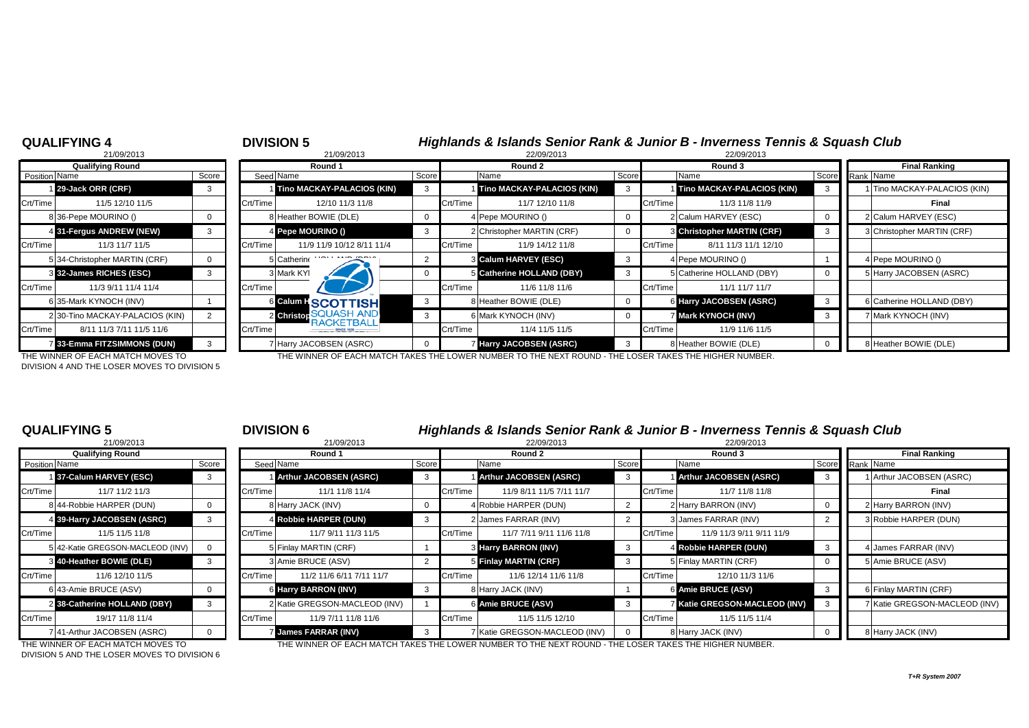## QUALIFYING 4

21/09/2013

| Position | Name | Score |
|---|---|---|
| | **Qualifying Round** | |
| 1 | 29-Jack ORR (CRF) | 3 |
| Crt/Time | 11/5 12/10 11/5 | |
| 8 | 36-Pepe MOURINO () | 0 |
| 4 | 31-Fergus ANDREW (NEW) | 3 |
| Crt/Time | 11/3 11/7 11/5 | |
| 5 | 34-Christopher MARTIN (CRF) | 0 |
| 3 | 32-James RICHES (ESC) | 3 |
| Crt/Time | 11/3 9/11 11/4 11/4 | |
| 6 | 35-Mark KYNOCH (INV) | 1 |
| 2 | 30-Tino MACKAY-PALACIOS (KIN) | 2 |
| Crt/Time | 8/11 11/3 7/11 11/5 11/6 | |
| 7 | 33-Emma FITZSIMMONS (DUN) | 3 |

THE WINNER OF EACH MATCH MOVES TO DIVISION 4 AND THE LOSER MOVES TO DIVISION 5

## DIVISION 5

### Highlands & Islands Senior Rank & Junior B - Inverness Tennis & Squash Club

| Seed | Round 1 (21/09/2013) | Score | | Round 2 (22/09/2013) | Score | | Round 3 (22/09/2013) | Score | Rank | Final Ranking |
|---|---|---|---|---|---|---|---|---|---|---|
| 1 | Tino MACKAY-PALACIOS (KIN) | 3 | 1 | Tino MACKAY-PALACIOS (KIN) | 3 | 1 | Tino MACKAY-PALACIOS (KIN) | 3 | 1 | Tino MACKAY-PALACIOS (KIN) |
| Crt/Time | 12/10 11/3 11/8 | | Crt/Time | 11/7 12/10 11/8 | | Crt/Time | 11/3 11/8 11/9 | | | Final |
| 8 | Heather BOWIE (DLE) | 0 | 4 | Pepe MOURINO () | 0 | 2 | Calum HARVEY (ESC) | 0 | 2 | Calum HARVEY (ESC) |
| 4 | Pepe MOURINO () | 3 | 2 | Christopher MARTIN (CRF) | 0 | 3 | Christopher MARTIN (CRF) | 3 | 3 | Christopher MARTIN (CRF) |
| Crt/Time | 11/9 11/9 10/12 8/11 11/4 | | Crt/Time | 11/9 14/12 11/8 | | Crt/Time | 8/11 11/3 11/1 12/10 | | | |
| 5 | Catherine HOLLAND (DBY) | 2 | 3 | Calum HARVEY (ESC) | 3 | 4 | Pepe MOURINO () | 1 | 4 | Pepe MOURINO () |
| 3 | Mark KYNOCH (INV) | 0 | 5 | Catherine HOLLAND (DBY) | 3 | 5 | Catherine HOLLAND (DBY) | 0 | 5 | Harry JACOBSEN (ASRC) |
| Crt/Time | | | Crt/Time | 11/6 11/8 11/6 | | Crt/Time | 11/1 11/7 11/7 | | | |
| 6 | Calum HARVEY (ESC) | 3 | 8 | Heather BOWIE (DLE) | 0 | 6 | Harry JACOBSEN (ASRC) | 3 | 6 | Catherine HOLLAND (DBY) |
| 2 | Christopher MARTIN (CRF) | 3 | 6 | Mark KYNOCH (INV) | 0 | 7 | Mark KYNOCH (INV) | 3 | 7 | Mark KYNOCH (INV) |
| Crt/Time | | | Crt/Time | 11/4 11/5 11/5 | | Crt/Time | 11/9 11/6 11/5 | | | |
| 7 | Harry JACOBSEN (ASRC) | 0 | 7 | Harry JACOBSEN (ASRC) | 3 | 8 | Heather BOWIE (DLE) | 0 | 8 | Heather BOWIE (DLE) |

THE WINNER OF EACH MATCH TAKES THE LOWER NUMBER TO THE NEXT ROUND - THE LOSER TAKES THE HIGHER NUMBER.

## QUALIFYING 5

21/09/2013

| Position | Name | Score |
|---|---|---|
| | **Qualifying Round** | |
| 1 | 37-Calum HARVEY (ESC) | 3 |
| Crt/Time | 11/7 11/2 11/3 | |
| 8 | 44-Robbie HARPER (DUN) | 0 |
| 4 | 39-Harry JACOBSEN (ASRC) | 3 |
| Crt/Time | 11/5 11/5 11/8 | |
| 5 | 42-Katie GREGSON-MACLEOD (INV) | 0 |
| 3 | 40-Heather BOWIE (DLE) | 3 |
| Crt/Time | 11/6 12/10 11/5 | |
| 6 | 43-Amie BRUCE (ASV) | 0 |
| 2 | 38-Catherine HOLLAND (DBY) | 3 |
| Crt/Time | 19/17 11/8 11/4 | |
| 7 | 41-Arthur JACOBSEN (ASRC) | 0 |

THE WINNER OF EACH MATCH MOVES TO DIVISION 5 AND THE LOSER MOVES TO DIVISION 6

## DIVISION 6

### Highlands & Islands Senior Rank & Junior B - Inverness Tennis & Squash Club

| Seed | Round 1 (21/09/2013) | Score | | Round 2 (22/09/2013) | Score | | Round 3 (22/09/2013) | Score | Rank | Final Ranking |
|---|---|---|---|---|---|---|---|---|---|---|
| 1 | Arthur JACOBSEN (ASRC) | 3 | 1 | Arthur JACOBSEN (ASRC) | 3 | 1 | Arthur JACOBSEN (ASRC) | 3 | 1 | Arthur JACOBSEN (ASRC) |
| Crt/Time | 11/1 11/8 11/4 | | Crt/Time | 11/9 8/11 11/5 7/11 11/7 | | Crt/Time | 11/7 11/8 11/8 | | | Final |
| 8 | Harry JACK (INV) | 0 | 4 | Robbie HARPER (DUN) | 2 | 2 | Harry BARRON (INV) | 0 | 2 | Harry BARRON (INV) |
| 4 | Robbie HARPER (DUN) | 3 | 2 | James FARRAR (INV) | 2 | 3 | James FARRAR (INV) | 2 | 3 | Robbie HARPER (DUN) |
| Crt/Time | 11/7 9/11 11/3 11/5 | | Crt/Time | 11/7 7/11 9/11 11/6 11/8 | | Crt/Time | 11/9 11/3 9/11 9/11 11/9 | | | |
| 5 | Finlay MARTIN (CRF) | 1 | 3 | Harry BARRON (INV) | 3 | 4 | Robbie HARPER (DUN) | 3 | 4 | James FARRAR (INV) |
| 3 | Amie BRUCE (ASV) | 2 | 5 | Finlay MARTIN (CRF) | 3 | 5 | Finlay MARTIN (CRF) | 0 | 5 | Amie BRUCE (ASV) |
| Crt/Time | 11/2 11/6 6/11 7/11 11/7 | | Crt/Time | 11/6 12/14 11/6 11/8 | | Crt/Time | 12/10 11/3 11/6 | | | |
| 6 | Harry BARRON (INV) | 3 | 8 | Harry JACK (INV) | 1 | 6 | Amie BRUCE (ASV) | 3 | 6 | Finlay MARTIN (CRF) |
| 2 | Katie GREGSON-MACLEOD (INV) | 1 | 6 | Amie BRUCE (ASV) | 3 | 7 | Katie GREGSON-MACLEOD (INV) | 3 | 7 | Katie GREGSON-MACLEOD (INV) |
| Crt/Time | 11/9 7/11 11/8 11/6 | | Crt/Time | 11/5 11/5 12/10 | | Crt/Time | 11/5 11/5 11/4 | | | |
| 7 | James FARRAR (INV) | 3 | 7 | Katie GREGSON-MACLEOD (INV) | 0 | 8 | Harry JACK (INV) | 0 | 8 | Harry JACK (INV) |

THE WINNER OF EACH MATCH TAKES THE LOWER NUMBER TO THE NEXT ROUND - THE LOSER TAKES THE HIGHER NUMBER.

*T+R System 2007*